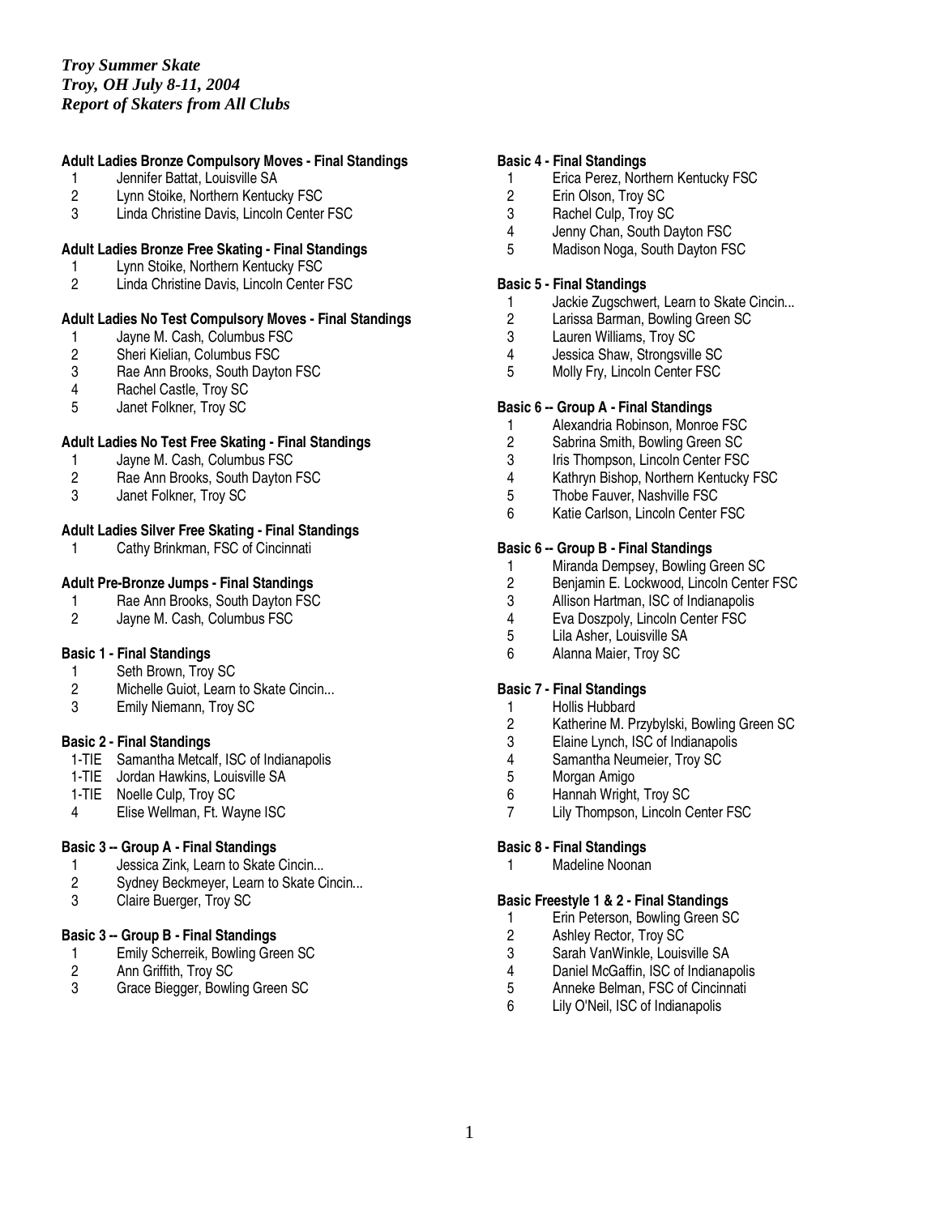*Troy Summer Skate*
*Troy, OH July 8-11, 2004*
*Report of Skaters from All Clubs*

**Adult Ladies Bronze Compulsory Moves - Final Standings**

1 Jennifer Battat, Louisville SA
2 Lynn Stoike, Northern Kentucky FSC
3 Linda Christine Davis, Lincoln Center FSC

**Adult Ladies Bronze Free Skating - Final Standings**

1 Lynn Stoike, Northern Kentucky FSC
2 Linda Christine Davis, Lincoln Center FSC

**Adult Ladies No Test Compulsory Moves - Final Standings**

1 Jayne M. Cash, Columbus FSC
2 Sheri Kielian, Columbus FSC
3 Rae Ann Brooks, South Dayton FSC
4 Rachel Castle, Troy SC
5 Janet Folkner, Troy SC

**Adult Ladies No Test Free Skating - Final Standings**

1 Jayne M. Cash, Columbus FSC
2 Rae Ann Brooks, South Dayton FSC
3 Janet Folkner, Troy SC

**Adult Ladies Silver Free Skating - Final Standings**

1 Cathy Brinkman, FSC of Cincinnati

**Adult Pre-Bronze Jumps - Final Standings**

1 Rae Ann Brooks, South Dayton FSC
2 Jayne M. Cash, Columbus FSC

**Basic 1 - Final Standings**

1 Seth Brown, Troy SC
2 Michelle Guiot, Learn to Skate Cincin...
3 Emily Niemann, Troy SC

**Basic 2 - Final Standings**

1-TIE Samantha Metcalf, ISC of Indianapolis
1-TIE Jordan Hawkins, Louisville SA
1-TIE Noelle Culp, Troy SC
4 Elise Wellman, Ft. Wayne ISC

**Basic 3 -- Group A - Final Standings**

1 Jessica Zink, Learn to Skate Cincin...
2 Sydney Beckmeyer, Learn to Skate Cincin...
3 Claire Buerger, Troy SC

**Basic 3 -- Group B - Final Standings**

1 Emily Scherreik, Bowling Green SC
2 Ann Griffith, Troy SC
3 Grace Biegger, Bowling Green SC

**Basic 4 - Final Standings**

1 Erica Perez, Northern Kentucky FSC
2 Erin Olson, Troy SC
3 Rachel Culp, Troy SC
4 Jenny Chan, South Dayton FSC
5 Madison Noga, South Dayton FSC

**Basic 5 - Final Standings**

1 Jackie Zugschwert, Learn to Skate Cincin...
2 Larissa Barman, Bowling Green SC
3 Lauren Williams, Troy SC
4 Jessica Shaw, Strongsville SC
5 Molly Fry, Lincoln Center FSC

**Basic 6 -- Group A - Final Standings**

1 Alexandria Robinson, Monroe FSC
2 Sabrina Smith, Bowling Green SC
3 Iris Thompson, Lincoln Center FSC
4 Kathryn Bishop, Northern Kentucky FSC
5 Thobe Fauver, Nashville FSC
6 Katie Carlson, Lincoln Center FSC

**Basic 6 -- Group B - Final Standings**

1 Miranda Dempsey, Bowling Green SC
2 Benjamin E. Lockwood, Lincoln Center FSC
3 Allison Hartman, ISC of Indianapolis
4 Eva Doszpoly, Lincoln Center FSC
5 Lila Asher, Louisville SA
6 Alanna Maier, Troy SC

**Basic 7 - Final Standings**

1 Hollis Hubbard
2 Katherine M. Przybylski, Bowling Green SC
3 Elaine Lynch, ISC of Indianapolis
4 Samantha Neumeier, Troy SC
5 Morgan Amigo
6 Hannah Wright, Troy SC
7 Lily Thompson, Lincoln Center FSC

**Basic 8 - Final Standings**

1 Madeline Noonan

**Basic Freestyle 1 & 2 - Final Standings**

1 Erin Peterson, Bowling Green SC
2 Ashley Rector, Troy SC
3 Sarah VanWinkle, Louisville SA
4 Daniel McGaffin, ISC of Indianapolis
5 Anneke Belman, FSC of Cincinnati
6 Lily O'Neil, ISC of Indianapolis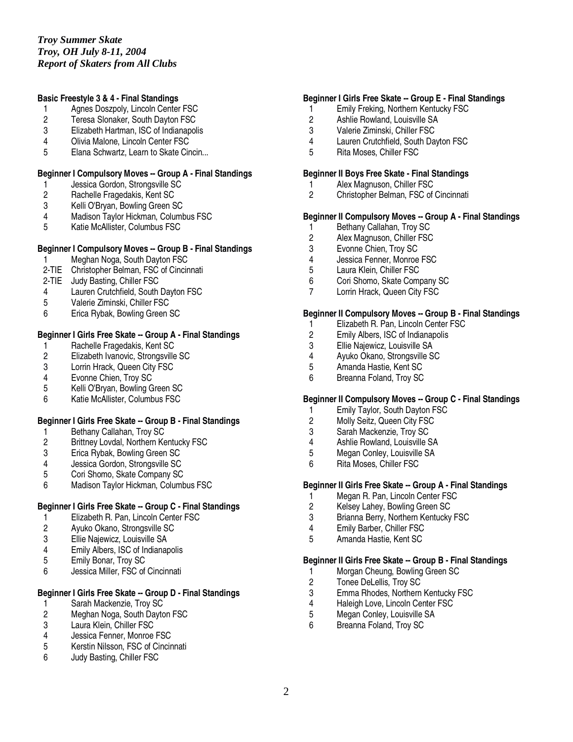*Troy Summer Skate*
*Troy, OH July 8-11, 2004*
*Report of Skaters from All Clubs*

**Basic Freestyle 3 & 4 - Final Standings**

1 Agnes Doszpoly, Lincoln Center FSC
2 Teresa Slonaker, South Dayton FSC
3 Elizabeth Hartman, ISC of Indianapolis
4 Olivia Malone, Lincoln Center FSC
5 Elana Schwartz, Learn to Skate Cincin...

**Beginner I Compulsory Moves -- Group A - Final Standings**

1 Jessica Gordon, Strongsville SC
2 Rachelle Fragedakis, Kent SC
3 Kelli O'Bryan, Bowling Green SC
4 Madison Taylor Hickman, Columbus FSC
5 Katie McAllister, Columbus FSC

**Beginner I Compulsory Moves -- Group B - Final Standings**

1 Meghan Noga, South Dayton FSC
2-TIE Christopher Belman, FSC of Cincinnati
2-TIE Judy Basting, Chiller FSC
4 Lauren Crutchfield, South Dayton FSC
5 Valerie Ziminski, Chiller FSC
6 Erica Rybak, Bowling Green SC

**Beginner I Girls Free Skate -- Group A - Final Standings**

1 Rachelle Fragedakis, Kent SC
2 Elizabeth Ivanovic, Strongsville SC
3 Lorrin Hrack, Queen City FSC
4 Evonne Chien, Troy SC
5 Kelli O'Bryan, Bowling Green SC
6 Katie McAllister, Columbus FSC

**Beginner I Girls Free Skate -- Group B - Final Standings**

1 Bethany Callahan, Troy SC
2 Brittney Lovdal, Northern Kentucky FSC
3 Erica Rybak, Bowling Green SC
4 Jessica Gordon, Strongsville SC
5 Cori Shomo, Skate Company SC
6 Madison Taylor Hickman, Columbus FSC

**Beginner I Girls Free Skate -- Group C - Final Standings**

1 Elizabeth R. Pan, Lincoln Center FSC
2 Ayuko Okano, Strongsville SC
3 Ellie Najewicz, Louisville SA
4 Emily Albers, ISC of Indianapolis
5 Emily Bonar, Troy SC
6 Jessica Miller, FSC of Cincinnati

**Beginner I Girls Free Skate -- Group D - Final Standings**

1 Sarah Mackenzie, Troy SC
2 Meghan Noga, South Dayton FSC
3 Laura Klein, Chiller FSC
4 Jessica Fenner, Monroe FSC
5 Kerstin Nilsson, FSC of Cincinnati
6 Judy Basting, Chiller FSC

**Beginner I Girls Free Skate -- Group E - Final Standings**

1 Emily Freking, Northern Kentucky FSC
2 Ashlie Rowland, Louisville SA
3 Valerie Ziminski, Chiller FSC
4 Lauren Crutchfield, South Dayton FSC
5 Rita Moses, Chiller FSC

**Beginner II Boys Free Skate - Final Standings**

1 Alex Magnuson, Chiller FSC
2 Christopher Belman, FSC of Cincinnati

**Beginner II Compulsory Moves -- Group A - Final Standings**

1 Bethany Callahan, Troy SC
2 Alex Magnuson, Chiller FSC
3 Evonne Chien, Troy SC
4 Jessica Fenner, Monroe FSC
5 Laura Klein, Chiller FSC
6 Cori Shomo, Skate Company SC
7 Lorrin Hrack, Queen City FSC

**Beginner II Compulsory Moves -- Group B - Final Standings**

1 Elizabeth R. Pan, Lincoln Center FSC
2 Emily Albers, ISC of Indianapolis
3 Ellie Najewicz, Louisville SA
4 Ayuko Okano, Strongsville SC
5 Amanda Hastie, Kent SC
6 Breanna Foland, Troy SC

**Beginner II Compulsory Moves -- Group C - Final Standings**

1 Emily Taylor, South Dayton FSC
2 Molly Seitz, Queen City FSC
3 Sarah Mackenzie, Troy SC
4 Ashlie Rowland, Louisville SA
5 Megan Conley, Louisville SA
6 Rita Moses, Chiller FSC

**Beginner II Girls Free Skate -- Group A - Final Standings**

1 Megan R. Pan, Lincoln Center FSC
2 Kelsey Lahey, Bowling Green SC
3 Brianna Berry, Northern Kentucky FSC
4 Emily Barber, Chiller FSC
5 Amanda Hastie, Kent SC

**Beginner II Girls Free Skate -- Group B - Final Standings**

1 Morgan Cheung, Bowling Green SC
2 Tonee DeLellis, Troy SC
3 Emma Rhodes, Northern Kentucky FSC
4 Haleigh Love, Lincoln Center FSC
5 Megan Conley, Louisville SA
6 Breanna Foland, Troy SC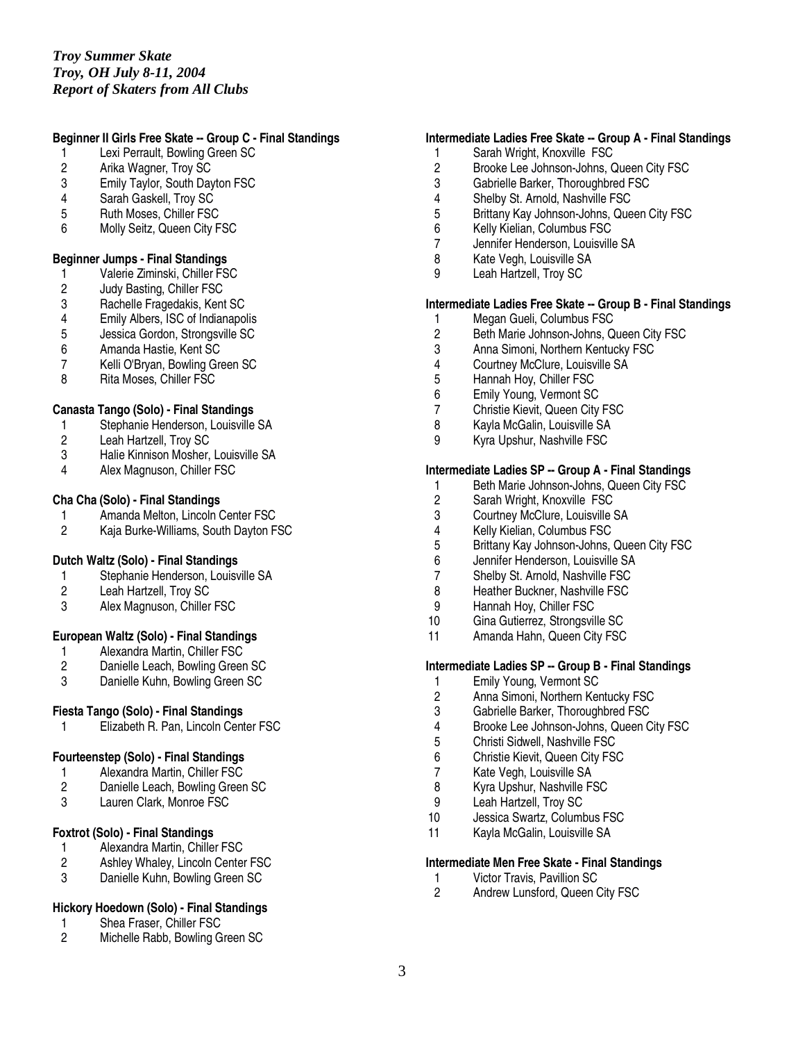*Troy Summer Skate*
*Troy, OH July 8-11, 2004*
*Report of Skaters from All Clubs*

**Beginner II Girls Free Skate -- Group C - Final Standings**

1. Lexi Perrault, Bowling Green SC
2. Arika Wagner, Troy SC
3. Emily Taylor, South Dayton FSC
4. Sarah Gaskell, Troy SC
5. Ruth Moses, Chiller FSC
6. Molly Seitz, Queen City FSC

**Beginner Jumps - Final Standings**

1. Valerie Ziminski, Chiller FSC
2. Judy Basting, Chiller FSC
3. Rachelle Fragedakis, Kent SC
4. Emily Albers, ISC of Indianapolis
5. Jessica Gordon, Strongsville SC
6. Amanda Hastie, Kent SC
7. Kelli O'Bryan, Bowling Green SC
8. Rita Moses, Chiller FSC

**Canasta Tango (Solo) - Final Standings**

1. Stephanie Henderson, Louisville SA
2. Leah Hartzell, Troy SC
3. Halie Kinnison Mosher, Louisville SA
4. Alex Magnuson, Chiller FSC

**Cha Cha (Solo) - Final Standings**

1. Amanda Melton, Lincoln Center FSC
2. Kaja Burke-Williams, South Dayton FSC

**Dutch Waltz (Solo) - Final Standings**

1. Stephanie Henderson, Louisville SA
2. Leah Hartzell, Troy SC
3. Alex Magnuson, Chiller FSC

**European Waltz (Solo) - Final Standings**

1. Alexandra Martin, Chiller FSC
2. Danielle Leach, Bowling Green SC
3. Danielle Kuhn, Bowling Green SC

**Fiesta Tango (Solo) - Final Standings**

1. Elizabeth R. Pan, Lincoln Center FSC

**Fourteenstep (Solo) - Final Standings**

1. Alexandra Martin, Chiller FSC
2. Danielle Leach, Bowling Green SC
3. Lauren Clark, Monroe FSC

**Foxtrot (Solo) - Final Standings**

1. Alexandra Martin, Chiller FSC
2. Ashley Whaley, Lincoln Center FSC
3. Danielle Kuhn, Bowling Green SC

**Hickory Hoedown (Solo) - Final Standings**

1. Shea Fraser, Chiller FSC
2. Michelle Rabb, Bowling Green SC

**Intermediate Ladies Free Skate -- Group A - Final Standings**

1. Sarah Wright, Knoxville FSC
2. Brooke Lee Johnson-Johns, Queen City FSC
3. Gabrielle Barker, Thoroughbred FSC
4. Shelby St. Arnold, Nashville FSC
5. Brittany Kay Johnson-Johns, Queen City FSC
6. Kelly Kielian, Columbus FSC
7. Jennifer Henderson, Louisville SA
8. Kate Vegh, Louisville SA
9. Leah Hartzell, Troy SC

**Intermediate Ladies Free Skate -- Group B - Final Standings**

1. Megan Gueli, Columbus FSC
2. Beth Marie Johnson-Johns, Queen City FSC
3. Anna Simoni, Northern Kentucky FSC
4. Courtney McClure, Louisville SA
5. Hannah Hoy, Chiller FSC
6. Emily Young, Vermont SC
7. Christie Kievit, Queen City FSC
8. Kayla McGalin, Louisville SA
9. Kyra Upshur, Nashville FSC

**Intermediate Ladies SP -- Group A - Final Standings**

1. Beth Marie Johnson-Johns, Queen City FSC
2. Sarah Wright, Knoxville FSC
3. Courtney McClure, Louisville SA
4. Kelly Kielian, Columbus FSC
5. Brittany Kay Johnson-Johns, Queen City FSC
6. Jennifer Henderson, Louisville SA
7. Shelby St. Arnold, Nashville FSC
8. Heather Buckner, Nashville FSC
9. Hannah Hoy, Chiller FSC
10. Gina Gutierrez, Strongsville SC
11. Amanda Hahn, Queen City FSC

**Intermediate Ladies SP -- Group B - Final Standings**

1. Emily Young, Vermont SC
2. Anna Simoni, Northern Kentucky FSC
3. Gabrielle Barker, Thoroughbred FSC
4. Brooke Lee Johnson-Johns, Queen City FSC
5. Christi Sidwell, Nashville FSC
6. Christie Kievit, Queen City FSC
7. Kate Vegh, Louisville SA
8. Kyra Upshur, Nashville FSC
9. Leah Hartzell, Troy SC
10. Jessica Swartz, Columbus FSC
11. Kayla McGalin, Louisville SA

**Intermediate Men Free Skate - Final Standings**

1. Victor Travis, Pavillion SC
2. Andrew Lunsford, Queen City FSC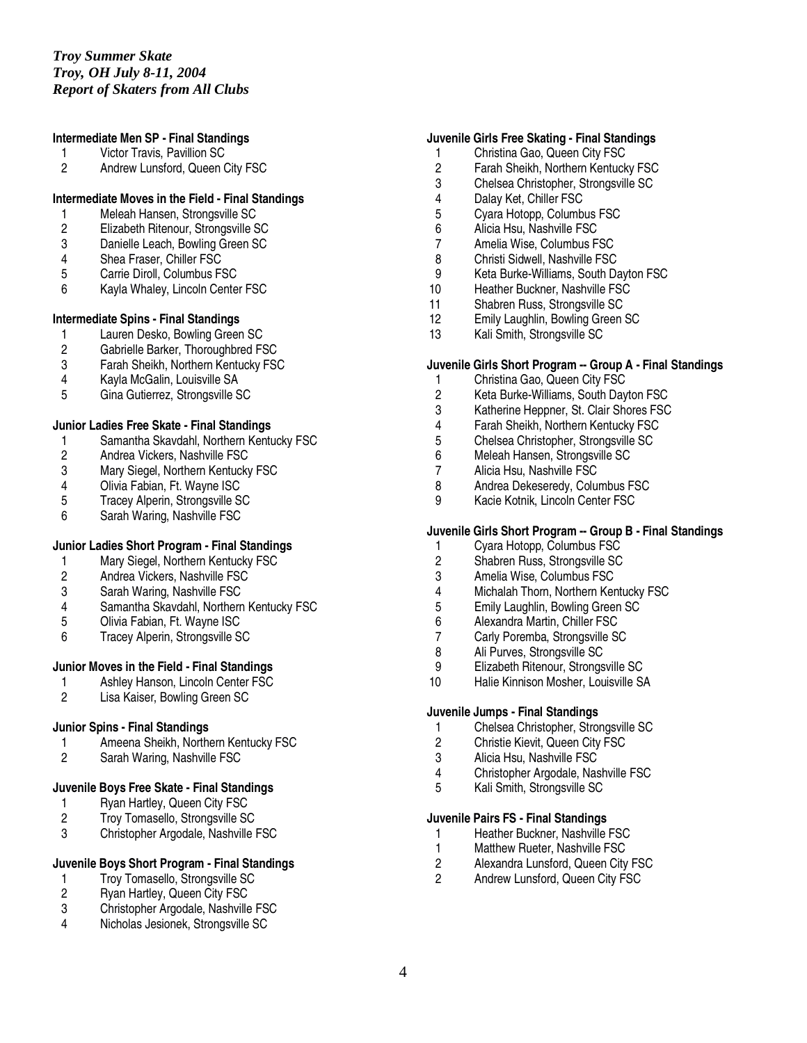*Troy Summer Skate*
*Troy, OH July 8-11, 2004*
*Report of Skaters from All Clubs*

**Intermediate Men SP - Final Standings**

1 Victor Travis, Pavillion SC
2 Andrew Lunsford, Queen City FSC

**Intermediate Moves in the Field - Final Standings**

1 Meleah Hansen, Strongsville SC
2 Elizabeth Ritenour, Strongsville SC
3 Danielle Leach, Bowling Green SC
4 Shea Fraser, Chiller FSC
5 Carrie Diroll, Columbus FSC
6 Kayla Whaley, Lincoln Center FSC

**Intermediate Spins - Final Standings**

1 Lauren Desko, Bowling Green SC
2 Gabrielle Barker, Thoroughbred FSC
3 Farah Sheikh, Northern Kentucky FSC
4 Kayla McGalin, Louisville SA
5 Gina Gutierrez, Strongsville SC

**Junior Ladies Free Skate - Final Standings**

1 Samantha Skavdahl, Northern Kentucky FSC
2 Andrea Vickers, Nashville FSC
3 Mary Siegel, Northern Kentucky FSC
4 Olivia Fabian, Ft. Wayne ISC
5 Tracey Alperin, Strongsville SC
6 Sarah Waring, Nashville FSC

**Junior Ladies Short Program - Final Standings**

1 Mary Siegel, Northern Kentucky FSC
2 Andrea Vickers, Nashville FSC
3 Sarah Waring, Nashville FSC
4 Samantha Skavdahl, Northern Kentucky FSC
5 Olivia Fabian, Ft. Wayne ISC
6 Tracey Alperin, Strongsville SC

**Junior Moves in the Field - Final Standings**

1 Ashley Hanson, Lincoln Center FSC
2 Lisa Kaiser, Bowling Green SC

**Junior Spins - Final Standings**

1 Ameena Sheikh, Northern Kentucky FSC
2 Sarah Waring, Nashville FSC

**Juvenile Boys Free Skate - Final Standings**

1 Ryan Hartley, Queen City FSC
2 Troy Tomasello, Strongsville SC
3 Christopher Argodale, Nashville FSC

**Juvenile Boys Short Program - Final Standings**

1 Troy Tomasello, Strongsville SC
2 Ryan Hartley, Queen City FSC
3 Christopher Argodale, Nashville FSC
4 Nicholas Jesionek, Strongsville SC

**Juvenile Girls Free Skating - Final Standings**

1 Christina Gao, Queen City FSC
2 Farah Sheikh, Northern Kentucky FSC
3 Chelsea Christopher, Strongsville SC
4 Dalay Ket, Chiller FSC
5 Cyara Hotopp, Columbus FSC
6 Alicia Hsu, Nashville FSC
7 Amelia Wise, Columbus FSC
8 Christi Sidwell, Nashville FSC
9 Keta Burke-Williams, South Dayton FSC
10 Heather Buckner, Nashville FSC
11 Shabren Russ, Strongsville SC
12 Emily Laughlin, Bowling Green SC
13 Kali Smith, Strongsville SC

**Juvenile Girls Short Program -- Group A - Final Standings**

1 Christina Gao, Queen City FSC
2 Keta Burke-Williams, South Dayton FSC
3 Katherine Heppner, St. Clair Shores FSC
4 Farah Sheikh, Northern Kentucky FSC
5 Chelsea Christopher, Strongsville SC
6 Meleah Hansen, Strongsville SC
7 Alicia Hsu, Nashville FSC
8 Andrea Dekeseredy, Columbus FSC
9 Kacie Kotnik, Lincoln Center FSC

**Juvenile Girls Short Program -- Group B - Final Standings**

1 Cyara Hotopp, Columbus FSC
2 Shabren Russ, Strongsville SC
3 Amelia Wise, Columbus FSC
4 Michalah Thorn, Northern Kentucky FSC
5 Emily Laughlin, Bowling Green SC
6 Alexandra Martin, Chiller FSC
7 Carly Poremba, Strongsville SC
8 Ali Purves, Strongsville SC
9 Elizabeth Ritenour, Strongsville SC
10 Halie Kinnison Mosher, Louisville SA

**Juvenile Jumps - Final Standings**

1 Chelsea Christopher, Strongsville SC
2 Christie Kievit, Queen City FSC
3 Alicia Hsu, Nashville FSC
4 Christopher Argodale, Nashville FSC
5 Kali Smith, Strongsville SC

**Juvenile Pairs FS - Final Standings**

1 Heather Buckner, Nashville FSC
1 Matthew Rueter, Nashville FSC
2 Alexandra Lunsford, Queen City FSC
2 Andrew Lunsford, Queen City FSC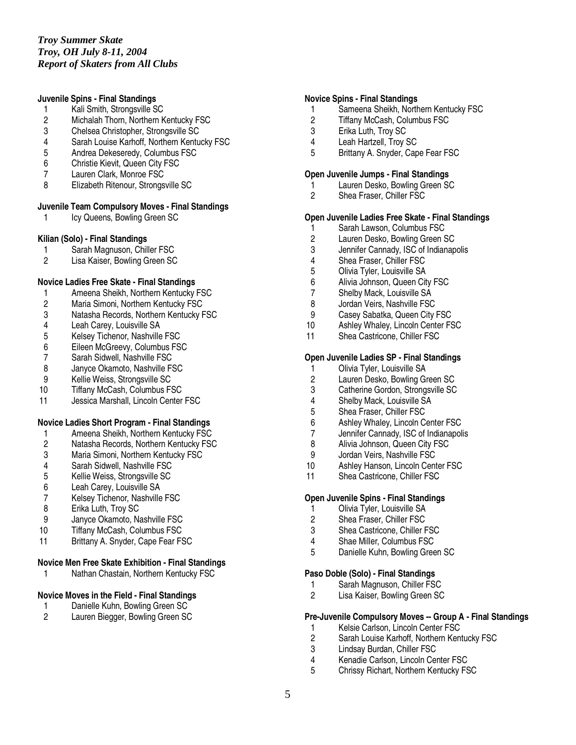# Troy Summer Skate
*Troy, OH July 8-11, 2004*
*Report of Skaters from All Clubs*

**Juvenile Spins - Final Standings**

1 Kali Smith, Strongsville SC
2 Michalah Thorn, Northern Kentucky FSC
3 Chelsea Christopher, Strongsville SC
4 Sarah Louise Karhoff, Northern Kentucky FSC
5 Andrea Dekeseredy, Columbus FSC
6 Christie Kievit, Queen City FSC
7 Lauren Clark, Monroe FSC
8 Elizabeth Ritenour, Strongsville SC

**Juvenile Team Compulsory Moves - Final Standings**

1 Icy Queens, Bowling Green SC

**Kilian (Solo) - Final Standings**

1 Sarah Magnuson, Chiller FSC
2 Lisa Kaiser, Bowling Green SC

**Novice Ladies Free Skate - Final Standings**

1 Ameena Sheikh, Northern Kentucky FSC
2 Maria Simoni, Northern Kentucky FSC
3 Natasha Records, Northern Kentucky FSC
4 Leah Carey, Louisville SA
5 Kelsey Tichenor, Nashville FSC
6 Eileen McGreevy, Columbus FSC
7 Sarah Sidwell, Nashville FSC
8 Janyce Okamoto, Nashville FSC
9 Kellie Weiss, Strongsville SC
10 Tiffany McCash, Columbus FSC
11 Jessica Marshall, Lincoln Center FSC

**Novice Ladies Short Program - Final Standings**

1 Ameena Sheikh, Northern Kentucky FSC
2 Natasha Records, Northern Kentucky FSC
3 Maria Simoni, Northern Kentucky FSC
4 Sarah Sidwell, Nashville FSC
5 Kellie Weiss, Strongsville SC
6 Leah Carey, Louisville SA
7 Kelsey Tichenor, Nashville FSC
8 Erika Luth, Troy SC
9 Janyce Okamoto, Nashville FSC
10 Tiffany McCash, Columbus FSC
11 Brittany A. Snyder, Cape Fear FSC

**Novice Men Free Skate Exhibition - Final Standings**

1 Nathan Chastain, Northern Kentucky FSC

**Novice Moves in the Field - Final Standings**

1 Danielle Kuhn, Bowling Green SC
2 Lauren Biegger, Bowling Green SC

**Novice Spins - Final Standings**

1 Sameena Sheikh, Northern Kentucky FSC
2 Tiffany McCash, Columbus FSC
3 Erika Luth, Troy SC
4 Leah Hartzell, Troy SC
5 Brittany A. Snyder, Cape Fear FSC

**Open Juvenile Jumps - Final Standings**

1 Lauren Desko, Bowling Green SC
2 Shea Fraser, Chiller FSC

**Open Juvenile Ladies Free Skate - Final Standings**

1 Sarah Lawson, Columbus FSC
2 Lauren Desko, Bowling Green SC
3 Jennifer Cannady, ISC of Indianapolis
4 Shea Fraser, Chiller FSC
5 Olivia Tyler, Louisville SA
6 Alivia Johnson, Queen City FSC
7 Shelby Mack, Louisville SA
8 Jordan Veirs, Nashville FSC
9 Casey Sabatka, Queen City FSC
10 Ashley Whaley, Lincoln Center FSC
11 Shea Castricone, Chiller FSC

**Open Juvenile Ladies SP - Final Standings**

1 Olivia Tyler, Louisville SA
2 Lauren Desko, Bowling Green SC
3 Catherine Gordon, Strongsville SC
4 Shelby Mack, Louisville SA
5 Shea Fraser, Chiller FSC
6 Ashley Whaley, Lincoln Center FSC
7 Jennifer Cannady, ISC of Indianapolis
8 Alivia Johnson, Queen City FSC
9 Jordan Veirs, Nashville FSC
10 Ashley Hanson, Lincoln Center FSC
11 Shea Castricone, Chiller FSC

**Open Juvenile Spins - Final Standings**

1 Olivia Tyler, Louisville SA
2 Shea Fraser, Chiller FSC
3 Shea Castricone, Chiller FSC
4 Shae Miller, Columbus FSC
5 Danielle Kuhn, Bowling Green SC

**Paso Doble (Solo) - Final Standings**

1 Sarah Magnuson, Chiller FSC
2 Lisa Kaiser, Bowling Green SC

**Pre-Juvenile Compulsory Moves -- Group A - Final Standings**

1 Kelsie Carlson, Lincoln Center FSC
2 Sarah Louise Karhoff, Northern Kentucky FSC
3 Lindsay Burdan, Chiller FSC
4 Kenadie Carlson, Lincoln Center FSC
5 Chrissy Richart, Northern Kentucky FSC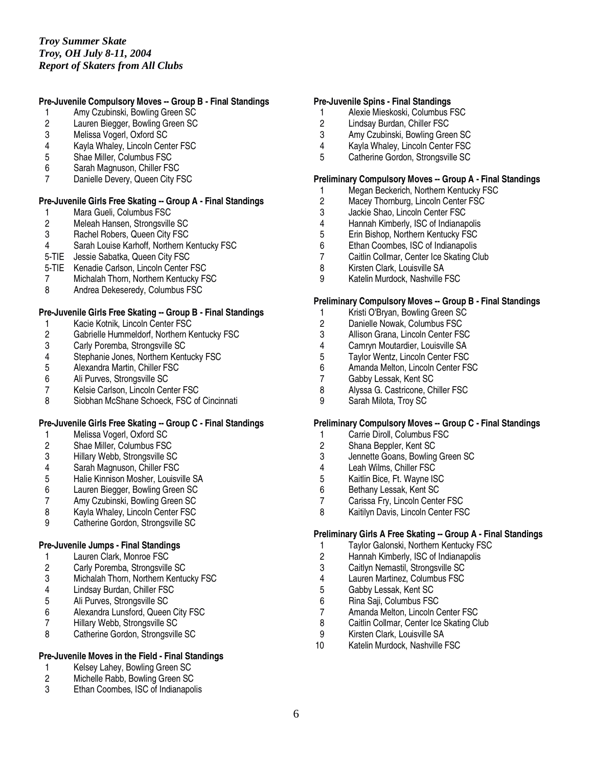*Troy Summer Skate*
*Troy, OH July 8-11, 2004*
*Report of Skaters from All Clubs*

**Pre-Juvenile Compulsory Moves -- Group B - Final Standings**

1 Amy Czubinski, Bowling Green SC
2 Lauren Biegger, Bowling Green SC
3 Melissa Vogerl, Oxford SC
4 Kayla Whaley, Lincoln Center FSC
5 Shae Miller, Columbus FSC
6 Sarah Magnuson, Chiller FSC
7 Danielle Devery, Queen City FSC

**Pre-Juvenile Girls Free Skating -- Group A - Final Standings**

1 Mara Gueli, Columbus FSC
2 Meleah Hansen, Strongsville SC
3 Rachel Robers, Queen City FSC
4 Sarah Louise Karhoff, Northern Kentucky FSC
5-TIE Jessie Sabatka, Queen City FSC
5-TIE Kenadie Carlson, Lincoln Center FSC
7 Michalah Thorn, Northern Kentucky FSC
8 Andrea Dekeseredy, Columbus FSC

**Pre-Juvenile Girls Free Skating -- Group B - Final Standings**

1 Kacie Kotnik, Lincoln Center FSC
2 Gabrielle Hummeldorf, Northern Kentucky FSC
3 Carly Poremba, Strongsville SC
4 Stephanie Jones, Northern Kentucky FSC
5 Alexandra Martin, Chiller FSC
6 Ali Purves, Strongsville SC
7 Kelsie Carlson, Lincoln Center FSC
8 Siobhan McShane Schoeck, FSC of Cincinnati

**Pre-Juvenile Girls Free Skating -- Group C - Final Standings**

1 Melissa Vogerl, Oxford SC
2 Shae Miller, Columbus FSC
3 Hillary Webb, Strongsville SC
4 Sarah Magnuson, Chiller FSC
5 Halie Kinnison Mosher, Louisville SA
6 Lauren Biegger, Bowling Green SC
7 Amy Czubinski, Bowling Green SC
8 Kayla Whaley, Lincoln Center FSC
9 Catherine Gordon, Strongsville SC

**Pre-Juvenile Jumps - Final Standings**

1 Lauren Clark, Monroe FSC
2 Carly Poremba, Strongsville SC
3 Michalah Thorn, Northern Kentucky FSC
4 Lindsay Burdan, Chiller FSC
5 Ali Purves, Strongsville SC
6 Alexandra Lunsford, Queen City FSC
7 Hillary Webb, Strongsville SC
8 Catherine Gordon, Strongsville SC

**Pre-Juvenile Moves in the Field - Final Standings**

1 Kelsey Lahey, Bowling Green SC
2 Michelle Rabb, Bowling Green SC
3 Ethan Coombes, ISC of Indianapolis

**Pre-Juvenile Spins - Final Standings**

1 Alexie Mieskoski, Columbus FSC
2 Lindsay Burdan, Chiller FSC
3 Amy Czubinski, Bowling Green SC
4 Kayla Whaley, Lincoln Center FSC
5 Catherine Gordon, Strongsville SC

**Preliminary Compulsory Moves -- Group A - Final Standings**

1 Megan Beckerich, Northern Kentucky FSC
2 Macey Thornburg, Lincoln Center FSC
3 Jackie Shao, Lincoln Center FSC
4 Hannah Kimberly, ISC of Indianapolis
5 Erin Bishop, Northern Kentucky FSC
6 Ethan Coombes, ISC of Indianapolis
7 Caitlin Collmar, Center Ice Skating Club
8 Kirsten Clark, Louisville SA
9 Katelin Murdock, Nashville FSC

**Preliminary Compulsory Moves -- Group B - Final Standings**

1 Kristi O'Bryan, Bowling Green SC
2 Danielle Nowak, Columbus FSC
3 Allison Grana, Lincoln Center FSC
4 Camryn Moutardier, Louisville SA
5 Taylor Wentz, Lincoln Center FSC
6 Amanda Melton, Lincoln Center FSC
7 Gabby Lessak, Kent SC
8 Alyssa G. Castricone, Chiller FSC
9 Sarah Milota, Troy SC

**Preliminary Compulsory Moves -- Group C - Final Standings**

1 Carrie Diroll, Columbus FSC
2 Shana Beppler, Kent SC
3 Jennette Goans, Bowling Green SC
4 Leah Wilms, Chiller FSC
5 Kaitlin Bice, Ft. Wayne ISC
6 Bethany Lessak, Kent SC
7 Carissa Fry, Lincoln Center FSC
8 Kaitilyn Davis, Lincoln Center FSC

**Preliminary Girls A Free Skating -- Group A - Final Standings**

1 Taylor Galonski, Northern Kentucky FSC
2 Hannah Kimberly, ISC of Indianapolis
3 Caitlyn Nemastil, Strongsville SC
4 Lauren Martinez, Columbus FSC
5 Gabby Lessak, Kent SC
6 Rina Saji, Columbus FSC
7 Amanda Melton, Lincoln Center FSC
8 Caitlin Collmar, Center Ice Skating Club
9 Kirsten Clark, Louisville SA
10 Katelin Murdock, Nashville FSC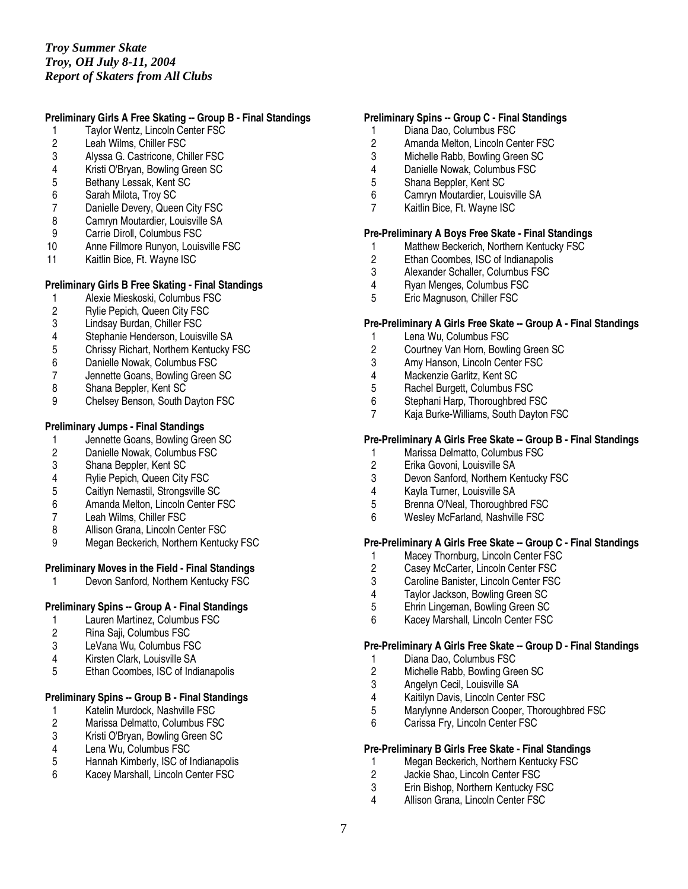*Troy Summer Skate*
*Troy, OH July 8-11, 2004*
*Report of Skaters from All Clubs*

**Preliminary Girls A Free Skating -- Group B - Final Standings**

1. Taylor Wentz, Lincoln Center FSC
2. Leah Wilms, Chiller FSC
3. Alyssa G. Castricone, Chiller FSC
4. Kristi O'Bryan, Bowling Green SC
5. Bethany Lessak, Kent SC
6. Sarah Milota, Troy SC
7. Danielle Devery, Queen City FSC
8. Camryn Moutardier, Louisville SA
9. Carrie Diroll, Columbus FSC
10. Anne Fillmore Runyon, Louisville FSC
11. Kaitlin Bice, Ft. Wayne ISC

**Preliminary Girls B Free Skating - Final Standings**

1. Alexie Mieskoski, Columbus FSC
2. Rylie Pepich, Queen City FSC
3. Lindsay Burdan, Chiller FSC
4. Stephanie Henderson, Louisville SA
5. Chrissy Richart, Northern Kentucky FSC
6. Danielle Nowak, Columbus FSC
7. Jennette Goans, Bowling Green SC
8. Shana Beppler, Kent SC
9. Chelsey Benson, South Dayton FSC

**Preliminary Jumps - Final Standings**

1. Jennette Goans, Bowling Green SC
2. Danielle Nowak, Columbus FSC
3. Shana Beppler, Kent SC
4. Rylie Pepich, Queen City FSC
5. Caitlyn Nemastil, Strongsville SC
6. Amanda Melton, Lincoln Center FSC
7. Leah Wilms, Chiller FSC
8. Allison Grana, Lincoln Center FSC
9. Megan Beckerich, Northern Kentucky FSC

**Preliminary Moves in the Field - Final Standings**

1. Devon Sanford, Northern Kentucky FSC

**Preliminary Spins -- Group A - Final Standings**

1. Lauren Martinez, Columbus FSC
2. Rina Saji, Columbus FSC
3. LeVana Wu, Columbus FSC
4. Kirsten Clark, Louisville SA
5. Ethan Coombes, ISC of Indianapolis

**Preliminary Spins -- Group B - Final Standings**

1. Katelin Murdock, Nashville FSC
2. Marissa Delmatto, Columbus FSC
3. Kristi O'Bryan, Bowling Green SC
4. Lena Wu, Columbus FSC
5. Hannah Kimberly, ISC of Indianapolis
6. Kacey Marshall, Lincoln Center FSC

**Preliminary Spins -- Group C - Final Standings**

1. Diana Dao, Columbus FSC
2. Amanda Melton, Lincoln Center FSC
3. Michelle Rabb, Bowling Green SC
4. Danielle Nowak, Columbus FSC
5. Shana Beppler, Kent SC
6. Camryn Moutardier, Louisville SA
7. Kaitlin Bice, Ft. Wayne ISC

**Pre-Preliminary A Boys Free Skate - Final Standings**

1. Matthew Beckerich, Northern Kentucky FSC
2. Ethan Coombes, ISC of Indianapolis
3. Alexander Schaller, Columbus FSC
4. Ryan Menges, Columbus FSC
5. Eric Magnuson, Chiller FSC

**Pre-Preliminary A Girls Free Skate -- Group A - Final Standings**

1. Lena Wu, Columbus FSC
2. Courtney Van Horn, Bowling Green SC
3. Amy Hanson, Lincoln Center FSC
4. Mackenzie Garlitz, Kent SC
5. Rachel Burgett, Columbus FSC
6. Stephani Harp, Thoroughbred FSC
7. Kaja Burke-Williams, South Dayton FSC

**Pre-Preliminary A Girls Free Skate -- Group B - Final Standings**

1. Marissa Delmatto, Columbus FSC
2. Erika Govoni, Louisville SA
3. Devon Sanford, Northern Kentucky FSC
4. Kayla Turner, Louisville SA
5. Brenna O'Neal, Thoroughbred FSC
6. Wesley McFarland, Nashville FSC

**Pre-Preliminary A Girls Free Skate -- Group C - Final Standings**

1. Macey Thornburg, Lincoln Center FSC
2. Casey McCarter, Lincoln Center FSC
3. Caroline Banister, Lincoln Center FSC
4. Taylor Jackson, Bowling Green SC
5. Ehrin Lingeman, Bowling Green SC
6. Kacey Marshall, Lincoln Center FSC

**Pre-Preliminary A Girls Free Skate -- Group D - Final Standings**

1. Diana Dao, Columbus FSC
2. Michelle Rabb, Bowling Green SC
3. Angelyn Cecil, Louisville SA
4. Kaitilyn Davis, Lincoln Center FSC
5. Marylynne Anderson Cooper, Thoroughbred FSC
6. Carissa Fry, Lincoln Center FSC

**Pre-Preliminary B Girls Free Skate - Final Standings**

1. Megan Beckerich, Northern Kentucky FSC
2. Jackie Shao, Lincoln Center FSC
3. Erin Bishop, Northern Kentucky FSC
4. Allison Grana, Lincoln Center FSC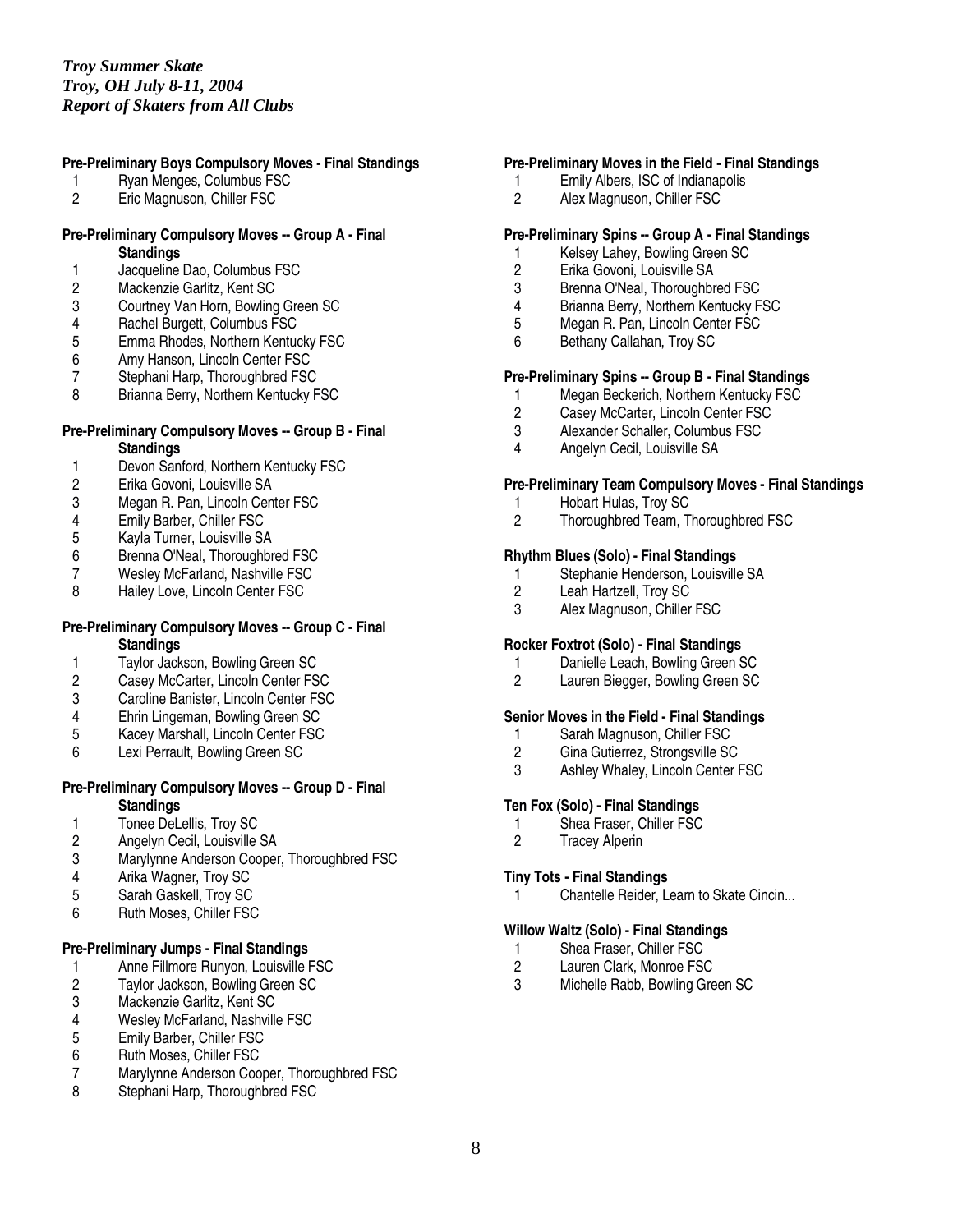***Troy Summer Skate***
***Troy, OH July 8-11, 2004***
***Report of Skaters from All Clubs***

**Pre-Preliminary Boys Compulsory Moves - Final Standings**

1 Ryan Menges, Columbus FSC
2 Eric Magnuson, Chiller FSC

**Pre-Preliminary Compulsory Moves -- Group A - Final Standings**

1 Jacqueline Dao, Columbus FSC
2 Mackenzie Garlitz, Kent SC
3 Courtney Van Horn, Bowling Green SC
4 Rachel Burgett, Columbus FSC
5 Emma Rhodes, Northern Kentucky FSC
6 Amy Hanson, Lincoln Center FSC
7 Stephani Harp, Thoroughbred FSC
8 Brianna Berry, Northern Kentucky FSC

**Pre-Preliminary Compulsory Moves -- Group B - Final Standings**

1 Devon Sanford, Northern Kentucky FSC
2 Erika Govoni, Louisville SA
3 Megan R. Pan, Lincoln Center FSC
4 Emily Barber, Chiller FSC
5 Kayla Turner, Louisville SA
6 Brenna O'Neal, Thoroughbred FSC
7 Wesley McFarland, Nashville FSC
8 Hailey Love, Lincoln Center FSC

**Pre-Preliminary Compulsory Moves -- Group C - Final Standings**

1 Taylor Jackson, Bowling Green SC
2 Casey McCarter, Lincoln Center FSC
3 Caroline Banister, Lincoln Center FSC
4 Ehrin Lingeman, Bowling Green SC
5 Kacey Marshall, Lincoln Center FSC
6 Lexi Perrault, Bowling Green SC

**Pre-Preliminary Compulsory Moves -- Group D - Final Standings**

1 Tonee DeLellis, Troy SC
2 Angelyn Cecil, Louisville SA
3 Marylynne Anderson Cooper, Thoroughbred FSC
4 Arika Wagner, Troy SC
5 Sarah Gaskell, Troy SC
6 Ruth Moses, Chiller FSC

**Pre-Preliminary Jumps - Final Standings**

1 Anne Fillmore Runyon, Louisville FSC
2 Taylor Jackson, Bowling Green SC
3 Mackenzie Garlitz, Kent SC
4 Wesley McFarland, Nashville FSC
5 Emily Barber, Chiller FSC
6 Ruth Moses, Chiller FSC
7 Marylynne Anderson Cooper, Thoroughbred FSC
8 Stephani Harp, Thoroughbred FSC

**Pre-Preliminary Moves in the Field - Final Standings**

1 Emily Albers, ISC of Indianapolis
2 Alex Magnuson, Chiller FSC

**Pre-Preliminary Spins -- Group A - Final Standings**

1 Kelsey Lahey, Bowling Green SC
2 Erika Govoni, Louisville SA
3 Brenna O'Neal, Thoroughbred FSC
4 Brianna Berry, Northern Kentucky FSC
5 Megan R. Pan, Lincoln Center FSC
6 Bethany Callahan, Troy SC

**Pre-Preliminary Spins -- Group B - Final Standings**

1 Megan Beckerich, Northern Kentucky FSC
2 Casey McCarter, Lincoln Center FSC
3 Alexander Schaller, Columbus FSC
4 Angelyn Cecil, Louisville SA

**Pre-Preliminary Team Compulsory Moves - Final Standings**

1 Hobart Hulas, Troy SC
2 Thoroughbred Team, Thoroughbred FSC

**Rhythm Blues (Solo) - Final Standings**

1 Stephanie Henderson, Louisville SA
2 Leah Hartzell, Troy SC
3 Alex Magnuson, Chiller FSC

**Rocker Foxtrot (Solo) - Final Standings**

1 Danielle Leach, Bowling Green SC
2 Lauren Biegger, Bowling Green SC

**Senior Moves in the Field - Final Standings**

1 Sarah Magnuson, Chiller FSC
2 Gina Gutierrez, Strongsville SC
3 Ashley Whaley, Lincoln Center FSC

**Ten Fox (Solo) - Final Standings**

1 Shea Fraser, Chiller FSC
2 Tracey Alperin

**Tiny Tots - Final Standings**

1 Chantelle Reider, Learn to Skate Cincin...

**Willow Waltz (Solo) - Final Standings**

1 Shea Fraser, Chiller FSC
2 Lauren Clark, Monroe FSC
3 Michelle Rabb, Bowling Green SC